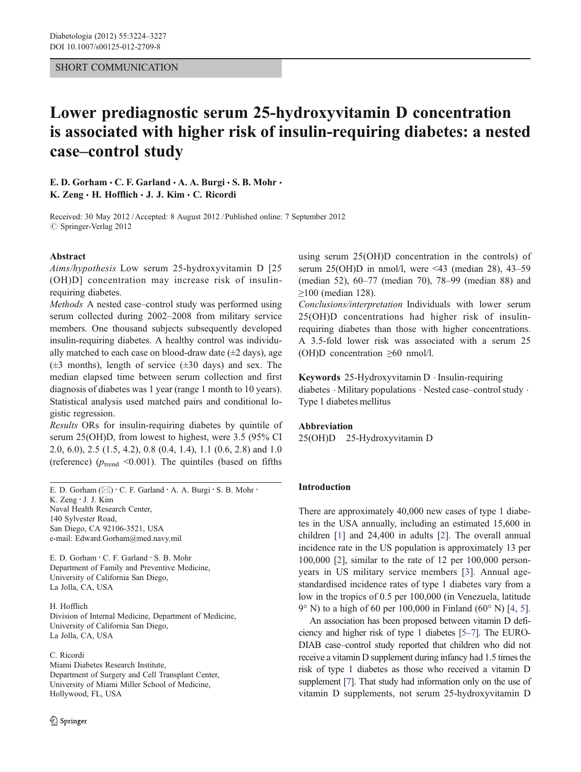SHORT COMMUNICATION

# Lower prediagnostic serum 25-hydroxyvitamin D concentration is associated with higher risk of insulin-requiring diabetes: a nested case–control study

E. D. Gorham · C. F. Garland · A. A. Burgi · S. B. Mohr · K. Zeng · H. Hofflich · J. J. Kim · C. Ricordi

Received: 30 May 2012 / Accepted: 8 August 2012 / Published online: 7 September 2012
© Springer-Verlag 2012

## Abstract

*Aims/hypothesis* Low serum 25-hydroxyvitamin D [25(OH)D] concentration may increase risk of insulin-requiring diabetes.

*Methods* A nested case–control study was performed using serum collected during 2002–2008 from military service members. One thousand subjects subsequently developed insulin-requiring diabetes. A healthy control was individually matched to each case on blood-draw date (±2 days), age (±3 months), length of service (±30 days) and sex. The median elapsed time between serum collection and first diagnosis of diabetes was 1 year (range 1 month to 10 years). Statistical analysis used matched pairs and conditional logistic regression.

*Results* ORs for insulin-requiring diabetes by quintile of serum 25(OH)D, from lowest to highest, were 3.5 (95% CI 2.0, 6.0), 2.5 (1.5, 4.2), 0.8 (0.4, 1.4), 1.1 (0.6, 2.8) and 1.0 (reference) ($p_{trend}$ <0.001). The quintiles (based on fifths using serum 25(OH)D concentration in the controls) of serum 25(OH)D in nmol/l, were <43 (median 28), 43–59 (median 52), 60–77 (median 70), 78–99 (median 88) and ≥100 (median 128).

*Conclusions/interpretation* Individuals with lower serum 25(OH)D concentrations had higher risk of insulin-requiring diabetes than those with higher concentrations. A 3.5-fold lower risk was associated with a serum 25(OH)D concentration ≥60 nmol/l.

**Keywords** 25-Hydroxyvitamin D · Insulin-requiring diabetes · Military populations · Nested case–control study · Type 1 diabetes mellitus

**Abbreviation**
25(OH)D 25-Hydroxyvitamin D

E. D. Gorham (✉) · C. F. Garland · A. A. Burgi · S. B. Mohr · K. Zeng · J. J. Kim
Naval Health Research Center,
140 Sylvester Road,
San Diego, CA 92106-3521, USA
e-mail: Edward.Gorham@med.navy.mil

E. D. Gorham · C. F. Garland · S. B. Mohr
Department of Family and Preventive Medicine,
University of California San Diego,
La Jolla, CA, USA

H. Hofflich
Division of Internal Medicine, Department of Medicine,
University of California San Diego,
La Jolla, CA, USA

C. Ricordi
Miami Diabetes Research Institute,
Department of Surgery and Cell Transplant Center,
University of Miami Miller School of Medicine,
Hollywood, FL, USA

## Introduction

There are approximately 40,000 new cases of type 1 diabetes in the USA annually, including an estimated 15,600 in children [1] and 24,400 in adults [2]. The overall annual incidence rate in the US population is approximately 13 per 100,000 [2], similar to the rate of 12 per 100,000 person-years in US military service members [3]. Annual age-standardised incidence rates of type 1 diabetes vary from a low in the tropics of 0.5 per 100,000 (in Venezuela, latitude 9° N) to a high of 60 per 100,000 in Finland (60° N) [4, 5].

An association has been proposed between vitamin D deficiency and higher risk of type 1 diabetes [5–7]. The EURODIAB case–control study reported that children who did not receive a vitamin D supplement during infancy had 1.5 times the risk of type 1 diabetes as those who received a vitamin D supplement [7]. That study had information only on the use of vitamin D supplements, not serum 25-hydroxyvitamin D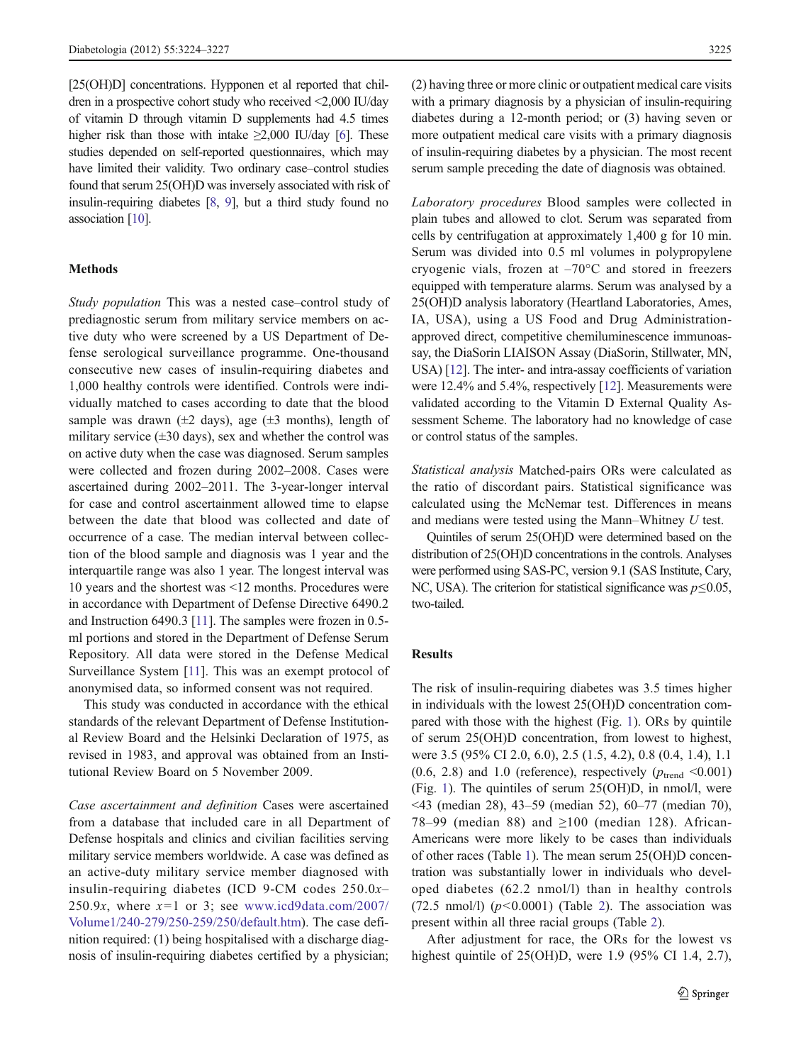[25(OH)D] concentrations. Hypponen et al reported that children in a prospective cohort study who received <2,000 IU/day of vitamin D through vitamin D supplements had 4.5 times higher risk than those with intake ≥2,000 IU/day [6]. These studies depended on self-reported questionnaires, which may have limited their validity. Two ordinary case–control studies found that serum 25(OH)D was inversely associated with risk of insulin-requiring diabetes [8, 9], but a third study found no association [10].

## Methods

*Study population* This was a nested case–control study of prediagnostic serum from military service members on active duty who were screened by a US Department of Defense serological surveillance programme. One-thousand consecutive new cases of insulin-requiring diabetes and 1,000 healthy controls were identified. Controls were individually matched to cases according to date that the blood sample was drawn (±2 days), age (±3 months), length of military service (±30 days), sex and whether the control was on active duty when the case was diagnosed. Serum samples were collected and frozen during 2002–2008. Cases were ascertained during 2002–2011. The 3-year-longer interval for case and control ascertainment allowed time to elapse between the date that blood was collected and date of occurrence of a case. The median interval between collection of the blood sample and diagnosis was 1 year and the interquartile range was also 1 year. The longest interval was 10 years and the shortest was <12 months. Procedures were in accordance with Department of Defense Directive 6490.2 and Instruction 6490.3 [11]. The samples were frozen in 0.5-ml portions and stored in the Department of Defense Serum Repository. All data were stored in the Defense Medical Surveillance System [11]. This was an exempt protocol of anonymised data, so informed consent was not required.

This study was conducted in accordance with the ethical standards of the relevant Department of Defense Institutional Review Board and the Helsinki Declaration of 1975, as revised in 1983, and approval was obtained from an Institutional Review Board on 5 November 2009.

*Case ascertainment and definition* Cases were ascertained from a database that included care in all Department of Defense hospitals and clinics and civilian facilities serving military service members worldwide. A case was defined as an active-duty military service member diagnosed with insulin-requiring diabetes (ICD 9-CM codes 250.0$x$–250.9$x$, where $x$=1 or 3; see www.icd9data.com/2007/Volume1/240-279/250-259/250/default.htm). The case definition required: (1) being hospitalised with a discharge diagnosis of insulin-requiring diabetes certified by a physician; (2) having three or more clinic or outpatient medical care visits with a primary diagnosis by a physician of insulin-requiring diabetes during a 12-month period; or (3) having seven or more outpatient medical care visits with a primary diagnosis of insulin-requiring diabetes by a physician. The most recent serum sample preceding the date of diagnosis was obtained.

*Laboratory procedures* Blood samples were collected in plain tubes and allowed to clot. Serum was separated from cells by centrifugation at approximately 1,400 g for 10 min. Serum was divided into 0.5 ml volumes in polypropylene cryogenic vials, frozen at –70°C and stored in freezers equipped with temperature alarms. Serum was analysed by a 25(OH)D analysis laboratory (Heartland Laboratories, Ames, IA, USA), using a US Food and Drug Administration-approved direct, competitive chemiluminescence immunoassay, the DiaSorin LIAISON Assay (DiaSorin, Stillwater, MN, USA) [12]. The inter- and intra-assay coefficients of variation were 12.4% and 5.4%, respectively [12]. Measurements were validated according to the Vitamin D External Quality Assessment Scheme. The laboratory had no knowledge of case or control status of the samples.

*Statistical analysis* Matched-pairs ORs were calculated as the ratio of discordant pairs. Statistical significance was calculated using the McNemar test. Differences in means and medians were tested using the Mann–Whitney $U$ test.

Quintiles of serum 25(OH)D were determined based on the distribution of 25(OH)D concentrations in the controls. Analyses were performed using SAS-PC, version 9.1 (SAS Institute, Cary, NC, USA). The criterion for statistical significance was $p \le 0.05$, two-tailed.

## Results

The risk of insulin-requiring diabetes was 3.5 times higher in individuals with the lowest 25(OH)D concentration compared with those with the highest (Fig. 1). ORs by quintile of serum 25(OH)D concentration, from lowest to highest, were 3.5 (95% CI 2.0, 6.0), 2.5 (1.5, 4.2), 0.8 (0.4, 1.4), 1.1 (0.6, 2.8) and 1.0 (reference), respectively ($p_{\text{trend}}$ <0.001) (Fig. 1). The quintiles of serum 25(OH)D, in nmol/l, were <43 (median 28), 43–59 (median 52), 60–77 (median 70), 78–99 (median 88) and ≥100 (median 128). African-Americans were more likely to be cases than individuals of other races (Table 1). The mean serum 25(OH)D concentration was substantially lower in individuals who developed diabetes (62.2 nmol/l) than in healthy controls (72.5 nmol/l) ($p$<0.0001) (Table 2). The association was present within all three racial groups (Table 2).

After adjustment for race, the ORs for the lowest vs highest quintile of 25(OH)D, were 1.9 (95% CI 1.4, 2.7),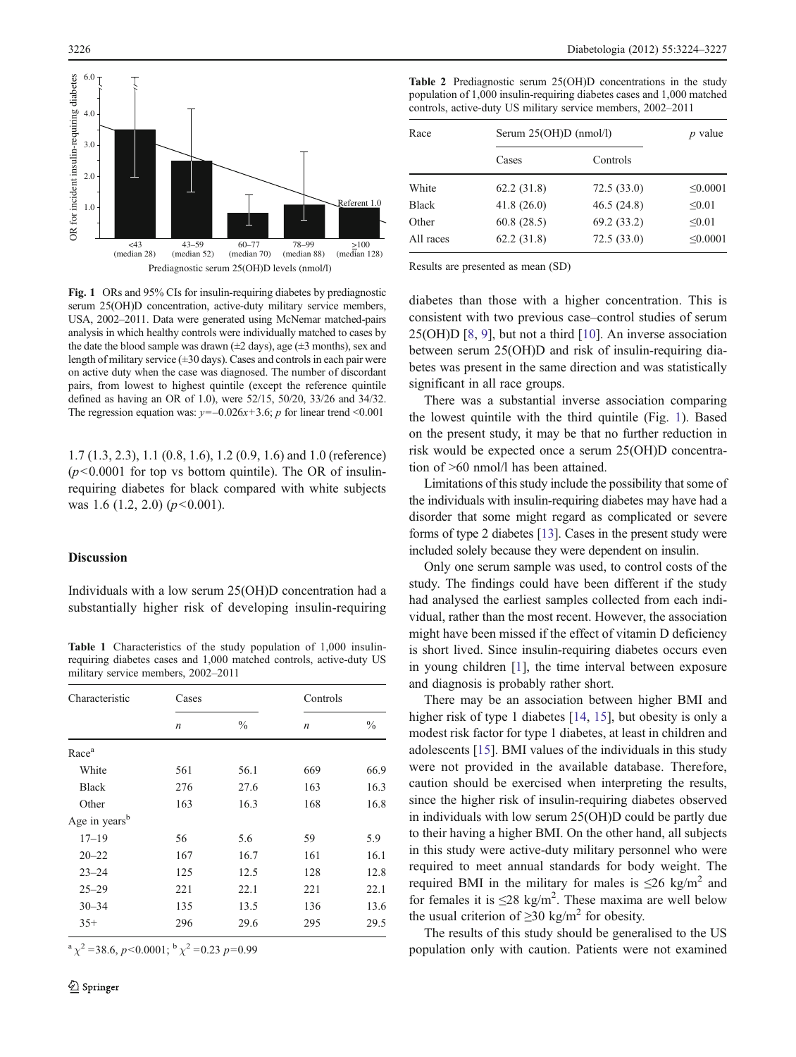Fig. 1 ORs and 95% CIs for insulin-requiring diabetes by prediagnostic serum 25(OH)D concentration, active-duty military service members, USA, 2002–2011. Data were generated using McNemar matched-pairs analysis in which healthy controls were individually matched to cases by the date the blood sample was drawn (±2 days), age (±3 months), sex and length of military service (±30 days). Cases and controls in each pair were on active duty when the case was diagnosed. The number of discordant pairs, from lowest to highest quintile (except the reference quintile defined as having an OR of 1.0), were 52/15, 50/20, 33/26 and 34/32. The regression equation was: $y=-0.026x+3.6$; $p$ for linear trend $<0.001$

1.7 (1.3, 2.3), 1.1 (0.8, 1.6), 1.2 (0.9, 1.6) and 1.0 (reference) ($p<0.0001$ for top vs bottom quintile). The OR of insulin-requiring diabetes for black compared with white subjects was 1.6 (1.2, 2.0) ($p<0.001$).

## Discussion

Individuals with a low serum 25(OH)D concentration had a substantially higher risk of developing insulin-requiring diabetes than those with a higher concentration. This is consistent with two previous case–control studies of serum 25(OH)D [8, 9], but not a third [10]. An inverse association between serum 25(OH)D and risk of insulin-requiring diabetes was present in the same direction and was statistically significant in all race groups.

There was a substantial inverse association comparing the lowest quintile with the third quintile (Fig. 1). Based on the present study, it may be that no further reduction in risk would be expected once a serum 25(OH)D concentration of >60 nmol/l has been attained.

Limitations of this study include the possibility that some of the individuals with insulin-requiring diabetes may have had a disorder that some might regard as complicated or severe forms of type 2 diabetes [13]. Cases in the present study were included solely because they were dependent on insulin.

Only one serum sample was used, to control costs of the study. The findings could have been different if the study had analysed the earliest samples collected from each individual, rather than the most recent. However, the association might have been missed if the effect of vitamin D deficiency is short lived. Since insulin-requiring diabetes occurs even in young children [1], the time interval between exposure and diagnosis is probably rather short.

There may be an association between higher BMI and higher risk of type 1 diabetes [14, 15], but obesity is only a modest risk factor for type 1 diabetes, at least in children and adolescents [15]. BMI values of the individuals in this study were not provided in the available database. Therefore, caution should be exercised when interpreting the results, since the higher risk of insulin-requiring diabetes observed in individuals with low serum 25(OH)D could be partly due to their having a higher BMI. On the other hand, all subjects in this study were active-duty military personnel who were required to meet annual standards for body weight. The required BMI in the military for males is $\leq 26$ kg/m$^2$ and for females it is $\leq 28$ kg/m$^2$. These maxima are well below the usual criterion of $\geq 30$ kg/m$^2$ for obesity.

The results of this study should be generalised to the US population only with caution. Patients were not examined

**Table 1** Characteristics of the study population of 1,000 insulin-requiring diabetes cases and 1,000 matched controls, active-duty US military service members, 2002–2011

| Characteristic | Cases | | Controls | |
|---|---|---|---|---|
| | $n$ | % | $n$ | % |
| Race[a] | | | | |
| White | 561 | 56.1 | 669 | 66.9 |
| Black | 276 | 27.6 | 163 | 16.3 |
| Other | 163 | 16.3 | 168 | 16.8 |
| Age in years[b] | | | | |
| 17–19 | 56 | 5.6 | 59 | 5.9 |
| 20–22 | 167 | 16.7 | 161 | 16.1 |
| 23–24 | 125 | 12.5 | 128 | 12.8 |
| 25–29 | 221 | 22.1 | 221 | 22.1 |
| 30–34 | 135 | 13.5 | 136 | 13.6 |
| 35+ | 296 | 29.6 | 295 | 29.5 |

[a] $\chi^2=38.6$, $p<0.0001$; [b] $\chi^2=0.23$ $p=0.99$

**Table 2** Prediagnostic serum 25(OH)D concentrations in the study population of 1,000 insulin-requiring diabetes cases and 1,000 matched controls, active-duty US military service members, 2002–2011

| Race | Serum 25(OH)D (nmol/l) | | $p$ value |
|---|---|---|---|
| | Cases | Controls | |
| White | 62.2 (31.8) | 72.5 (33.0) | ≤0.0001 |
| Black | 41.8 (26.0) | 46.5 (24.8) | ≤0.01 |
| Other | 60.8 (28.5) | 69.2 (33.2) | ≤0.01 |
| All races | 62.2 (31.8) | 72.5 (33.0) | ≤0.0001 |

Results are presented as mean (SD)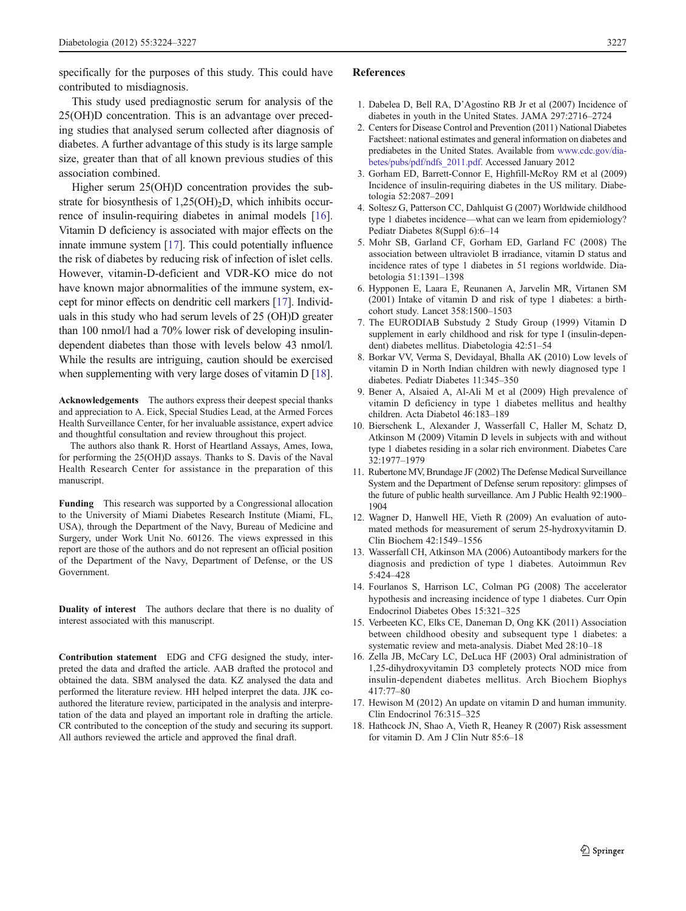specifically for the purposes of this study. This could have contributed to misdiagnosis.

This study used prediagnostic serum for analysis of the 25(OH)D concentration. This is an advantage over preceding studies that analysed serum collected after diagnosis of diabetes. A further advantage of this study is its large sample size, greater than that of all known previous studies of this association combined.

Higher serum 25(OH)D concentration provides the substrate for biosynthesis of $1,25(OH)_2D$, which inhibits occurrence of insulin-requiring diabetes in animal models [16]. Vitamin D deficiency is associated with major effects on the innate immune system [17]. This could potentially influence the risk of diabetes by reducing risk of infection of islet cells. However, vitamin-D-deficient and VDR-KO mice do not have known major abnormalities of the immune system, except for minor effects on dendritic cell markers [17]. Individuals in this study who had serum levels of 25 (OH)D greater than 100 nmol/l had a 70% lower risk of developing insulin-dependent diabetes than those with levels below 43 nmol/l. While the results are intriguing, caution should be exercised when supplementing with very large doses of vitamin D [18].

**Acknowledgements** The authors express their deepest special thanks and appreciation to A. Eick, Special Studies Lead, at the Armed Forces Health Surveillance Center, for her invaluable assistance, expert advice and thoughtful consultation and review throughout this project.

The authors also thank R. Horst of Heartland Assays, Ames, Iowa, for performing the 25(OH)D assays. Thanks to S. Davis of the Naval Health Research Center for assistance in the preparation of this manuscript.

**Funding** This research was supported by a Congressional allocation to the University of Miami Diabetes Research Institute (Miami, FL, USA), through the Department of the Navy, Bureau of Medicine and Surgery, under Work Unit No. 60126. The views expressed in this report are those of the authors and do not represent an official position of the Department of the Navy, Department of Defense, or the US Government.

**Duality of interest** The authors declare that there is no duality of interest associated with this manuscript.

**Contribution statement** EDG and CFG designed the study, interpreted the data and drafted the article. AAB drafted the protocol and obtained the data. SBM analysed the data. KZ analysed the data and performed the literature review. HH helped interpret the data. JJK co-authored the literature review, participated in the analysis and interpretation of the data and played an important role in drafting the article. CR contributed to the conception of the study and securing its support. All authors reviewed the article and approved the final draft.

## References

1. Dabelea D, Bell RA, D'Agostino RB Jr et al (2007) Incidence of diabetes in youth in the United States. JAMA 297:2716–2724
2. Centers for Disease Control and Prevention (2011) National Diabetes Factsheet: national estimates and general information on diabetes and prediabetes in the United States. Available from www.cdc.gov/diabetes/pubs/pdf/ndfs_2011.pdf. Accessed January 2012
3. Gorham ED, Barrett-Connor E, Highfill-McRoy RM et al (2009) Incidence of insulin-requiring diabetes in the US military. Diabetologia 52:2087–2091
4. Soltesz G, Patterson CC, Dahlquist G (2007) Worldwide childhood type 1 diabetes incidence—what can we learn from epidemiology? Pediatr Diabetes 8(Suppl 6):6–14
5. Mohr SB, Garland CF, Gorham ED, Garland FC (2008) The association between ultraviolet B irradiance, vitamin D status and incidence rates of type 1 diabetes in 51 regions worldwide. Diabetologia 51:1391–1398
6. Hypponen E, Laara E, Reunanen A, Jarvelin MR, Virtanen SM (2001) Intake of vitamin D and risk of type 1 diabetes: a birth-cohort study. Lancet 358:1500–1503
7. The EURODIAB Substudy 2 Study Group (1999) Vitamin D supplement in early childhood and risk for type I (insulin-dependent) diabetes mellitus. Diabetologia 42:51–54
8. Borkar VV, Verma S, Devidayal, Bhalla AK (2010) Low levels of vitamin D in North Indian children with newly diagnosed type 1 diabetes. Pediatr Diabetes 11:345–350
9. Bener A, Alsaied A, Al-Ali M et al (2009) High prevalence of vitamin D deficiency in type 1 diabetes mellitus and healthy children. Acta Diabetol 46:183–189
10. Bierschenk L, Alexander J, Wasserfall C, Haller M, Schatz D, Atkinson M (2009) Vitamin D levels in subjects with and without type 1 diabetes residing in a solar rich environment. Diabetes Care 32:1977–1979
11. Rubertone MV, Brundage JF (2002) The Defense Medical Surveillance System and the Department of Defense serum repository: glimpses of the future of public health surveillance. Am J Public Health 92:1900–1904
12. Wagner D, Hanwell HE, Vieth R (2009) An evaluation of automated methods for measurement of serum 25-hydroxyvitamin D. Clin Biochem 42:1549–1556
13. Wasserfall CH, Atkinson MA (2006) Autoantibody markers for the diagnosis and prediction of type 1 diabetes. Autoimmun Rev 5:424–428
14. Fourlanos S, Harrison LC, Colman PG (2008) The accelerator hypothesis and increasing incidence of type 1 diabetes. Curr Opin Endocrinol Diabetes Obes 15:321–325
15. Verbeeten KC, Elks CE, Daneman D, Ong KK (2011) Association between childhood obesity and subsequent type 1 diabetes: a systematic review and meta-analysis. Diabet Med 28:10–18
16. Zella JB, McCary LC, DeLuca HF (2003) Oral administration of 1,25-dihydroxyvitamin D3 completely protects NOD mice from insulin-dependent diabetes mellitus. Arch Biochem Biophys 417:77–80
17. Hewison M (2012) An update on vitamin D and human immunity. Clin Endocrinol 76:315–325
18. Hathcock JN, Shao A, Vieth R, Heaney R (2007) Risk assessment for vitamin D. Am J Clin Nutr 85:6–18